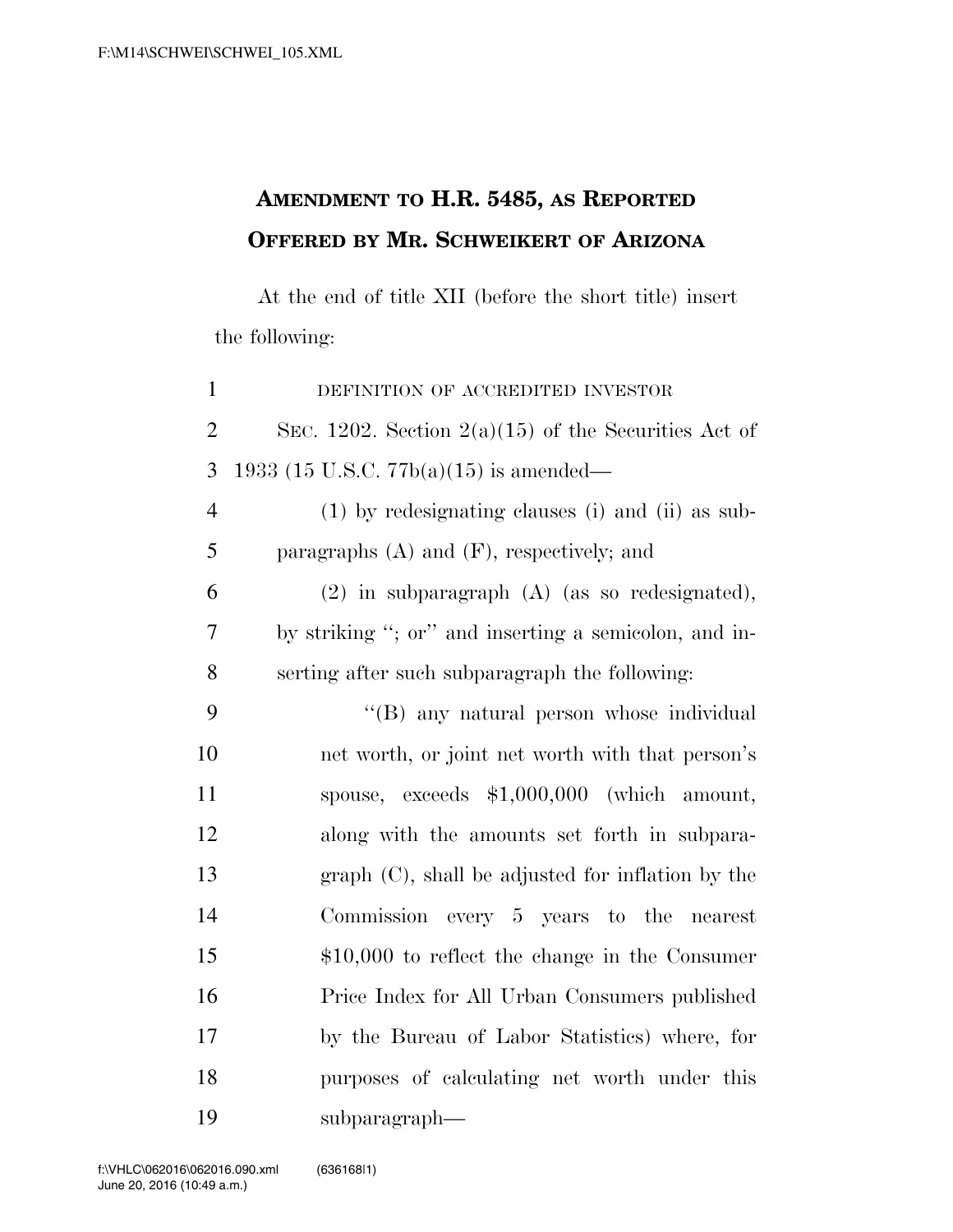# AMENDMENT TO H.R. 5485, AS REPORTED OFFERED BY MR. SCHWEIKERT OF ARIZONA

At the end of title XII (before the short title) insert the following:

DEFINITION OF ACCREDITED INVESTOR

SEC. 1202. Section 2(a)(15) of the Securities Act of 1933 (15 U.S.C. 77b(a)(15) is amended—

(1) by redesignating clauses (i) and (ii) as subparagraphs (A) and (F), respectively; and

(2) in subparagraph (A) (as so redesignated), by striking "; or" and inserting a semicolon, and inserting after such subparagraph the following:

"(B) any natural person whose individual net worth, or joint net worth with that person's spouse, exceeds $1,000,000 (which amount, along with the amounts set forth in subparagraph (C), shall be adjusted for inflation by the Commission every 5 years to the nearest $10,000 to reflect the change in the Consumer Price Index for All Urban Consumers published by the Bureau of Labor Statistics) where, for purposes of calculating net worth under this subparagraph—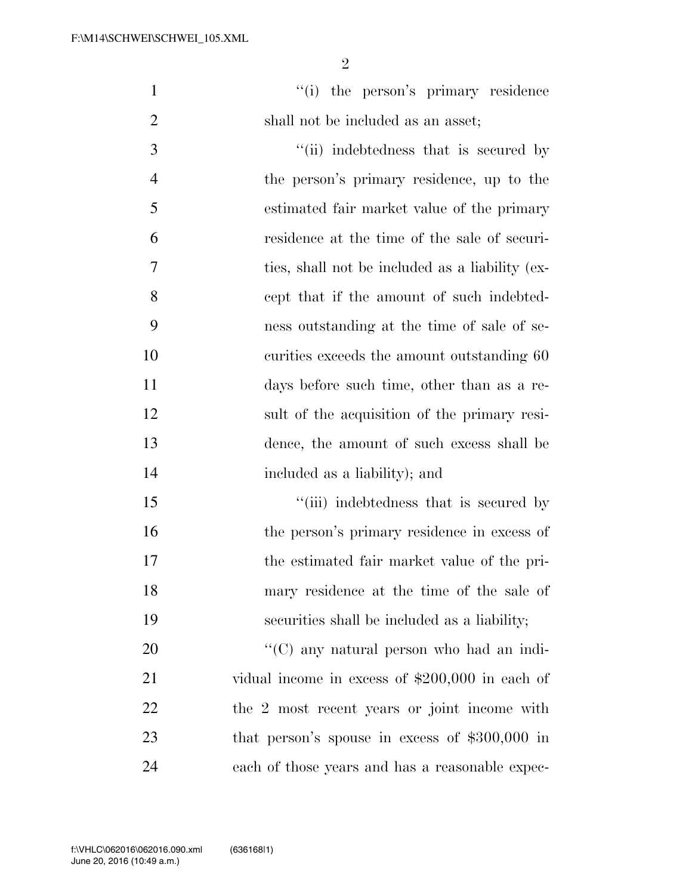"(i) the person's primary residence shall not be included as an asset;

"(ii) indebtedness that is secured by the person's primary residence, up to the estimated fair market value of the primary residence at the time of the sale of securities, shall not be included as a liability (except that if the amount of such indebtedness outstanding at the time of sale of securities exceeds the amount outstanding 60 days before such time, other than as a result of the acquisition of the primary residence, the amount of such excess shall be included as a liability); and

"(iii) indebtedness that is secured by the person's primary residence in excess of the estimated fair market value of the primary residence at the time of the sale of securities shall be included as a liability;

"(C) any natural person who had an individual income in excess of $200,000 in each of the 2 most recent years or joint income with that person's spouse in excess of $300,000 in each of those years and has a reasonable expec-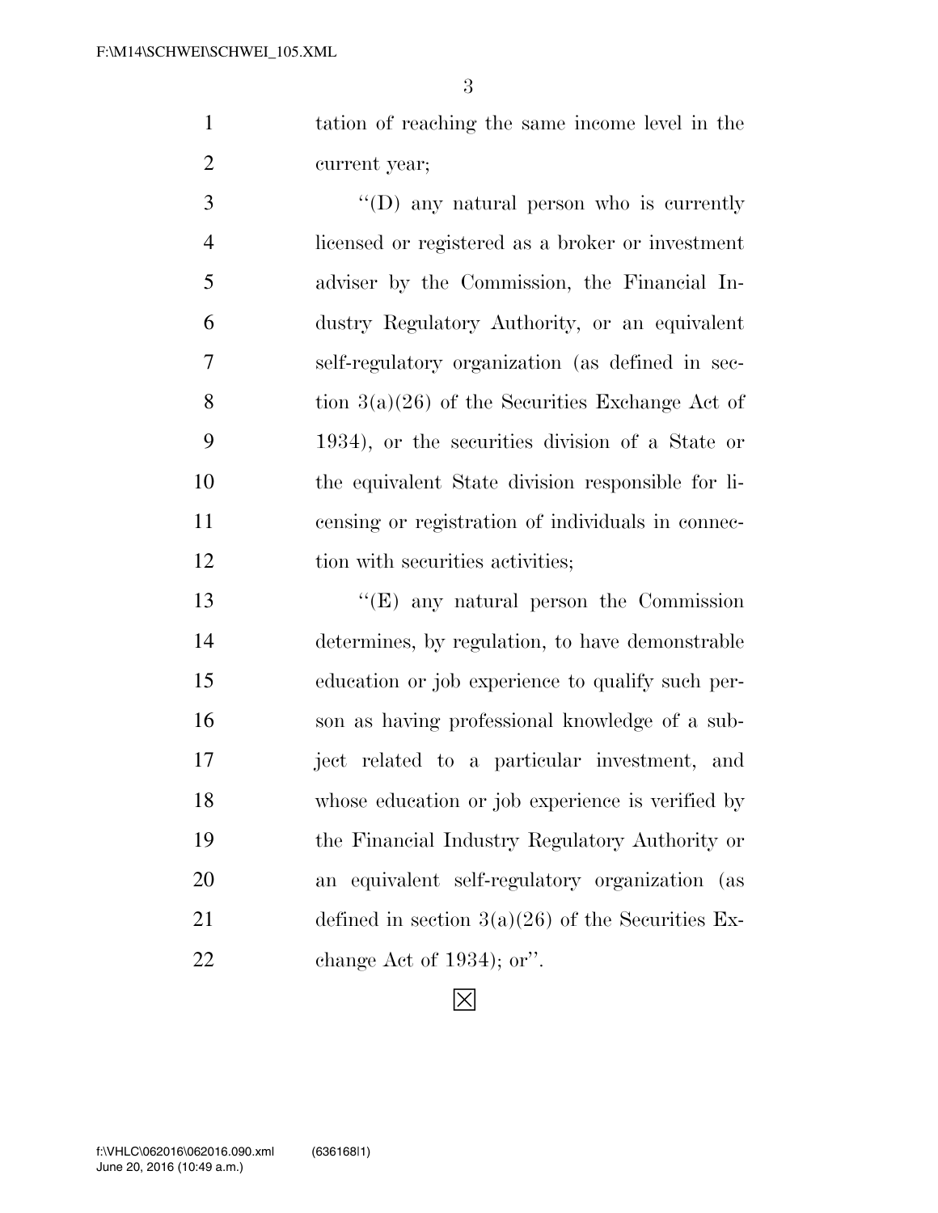tation of reaching the same income level in the current year;

''(D) any natural person who is currently licensed or registered as a broker or investment adviser by the Commission, the Financial Industry Regulatory Authority, or an equivalent self-regulatory organization (as defined in section 3(a)(26) of the Securities Exchange Act of 1934), or the securities division of a State or the equivalent State division responsible for licensing or registration of individuals in connection with securities activities;

''(E) any natural person the Commission determines, by regulation, to have demonstrable education or job experience to qualify such person as having professional knowledge of a subject related to a particular investment, and whose education or job experience is verified by the Financial Industry Regulatory Authority or an equivalent self-regulatory organization (as defined in section 3(a)(26) of the Securities Exchange Act of 1934); or''.